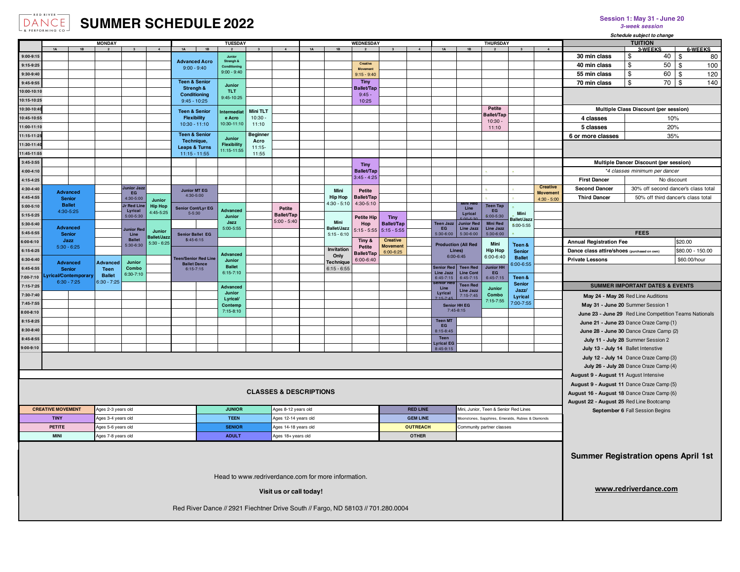# SUMMER SCHEDULE 2022

Red River Dance & Performing Co

**Session 1: May 31 - June 20**
*3-week session*
*Schedule subject to change*

## Weekly Schedule

### Monday

| Time | Class | Room |
|---|---|---|
| 4:30 - 5:25 | Advanced Senior Ballet | 1A |
| 4:30 - 5:00 | Junior Jazz EG | 3 |
| 4:45 - 5:25 | Junior Hip Hop | 4 |
| 5:00 - 5:30 | Jr Red Line Lyrical | 3 |
| 5:30 - 6:25 | Advanced Senior Jazz | 1A |
| 5:30 - 6:30 | Junior Red Line Ballet | 3 |
| 5:30 - 6:25 | Junior Ballet/Jazz | 4 |
| 6:30 - 7:25 | Advanced Senior Lyrical/Contemporary | 1A |
| 6:30 - 7:25 | Advanced Teen Ballet | 2 |
| 6:30 - 7:10 | Junior Combo | 3 |

### Tuesday

| Time | Class | Room |
|---|---|---|
| 9:00 - 9:40 | Advanced Acro | 1A |
| 9:00 - 9:40 | Junior Strength & Conditioning | 2 |
| 9:45 - 10:25 | Teen & Senior Strength & Conditioning | 1A |
| 9:45 - 10:25 | Junior TLT | 2 |
| 10:30 - 11:10 | Teen & Senior Flexibility | 1A |
| 10:30 - 11:10 | Intermediate Acro | 2 |
| 10:30 - 11:10 | Mini TLT | 3 |
| 11:15 - 11:55 | Teen & Senior Technique, Leaps & Turns | 1A |
| 11:15 - 11:55 | Junior Flexibility | 2 |
| 11:15 - 11:55 | Beginner Acro | 3 |
| 4:30 - 5:00 | Junior MT EG | 1A |
| 5:00 - 5:30 | Senior Cont/Lyr EG | 1A |
| 5:00 - 5:55 | Advanced Junior Jazz | 2 |
| 5:00 - 5:40 | Petite Ballet/Tap | 4 |
| 5:45 - 6:15 | Senior Ballet EG | 1A |
| 6:15 - 7:15 | Teen/Senior Red Line Ballet Dance | 1A |
| 6:15 - 7:10 | Advanced Junior Ballet | 2 |
| 7:15 - 8:10 | Advanced Junior Lyrical/Contemp | 2 |

### Wednesday

| Time | Class | Room |
|---|---|---|
| 9:15 - 9:40 | Creative Movement | 2 |
| 9:45 - 10:25 | Tiny Ballet/Tap | 2 |
| 3:45 - 4:25 | Tiny Ballet/Tap | 2 |
| 4:30 - 5:10 | Mini Hip Hop | 1B |
| 4:30 - 5:10 | Petite Ballet/Tap | 2 |
| 5:15 - 6:10 | Mini Ballet/Jazz | 1B |
| 5:15 - 5:55 | Petite Hip Hop | 2 |
| 5:15 - 5:55 | Tiny Ballet/Tap | 3 |
| 6:00 - 6:40 | Tiny & Petite Ballet/Tap | 2 |
| 6:00 - 6:25 | Creative Movement | 3 |
| 6:15 - 6:55 | Invitation Only Technique | 1B |

### Thursday

| Time | Class | Room |
|---|---|---|
| 10:30 - 11:10 | Petite Ballet/Tap | 3 |
| 4:30 - 5:00 | Creative Movement | 4 |
| 5:00 - 5:30 | Mini Red Line Lyrical | 1B |
| 5:00 - 5:30 | Teen Tap EG | 2 |
| 5:00 - 5:55 | Mini Ballet/Jazz | 3 |
| 5:30 - 6:00 | Teen Jazz EG | 1A |
| 5:30 - 6:00 | Junior Red Line Jazz | 1B |
| 5:30 - 6:00 | Mini Red Line Jazz | 2 |
| 6:00 - 6:45 | Production (All Red Lines) | 1A/1B |
| 6:00 - 6:40 | Mini Hip Hop | 2 |
| 6:00 - 6:55 | Teen & Senior Ballet | 3 |
| 6:45 - 7:15 | Senior Red Line Jazz | 1A |
| 6:45 - 7:15 | Teen Red Line Cont | 1B |
| 6:45 - 7:15 | Junior HH EG | 2 |
| 7:15 - 7:45 | Senior Red Line Lyrical | 1A |
| 7:15 - 7:45 | Teen Red Line Jazz | 1B |
| 7:15 - 7:55 | Junior Combo | 2 |
| 7:00 - 7:55 | Teen & Senior Jazz/Lyrical | 3 |
| 7:45 - 8:15 | Senior HH EG | 1A/1B |
| 8:15 - 8:45 | Teen MT EG | 1A |
| 8:45 - 9:15 | Teen Lyrical EG | 1A |

## TUITION

| | 3-WEEKS | 6-WEEKS |
|---|---|---|
| 30 min class | $ 40 | $ 80 |
| 40 min class | $ 50 | $ 100 |
| 55 min class | $ 60 | $ 120 |
| 70 min class | $ 70 | $ 140 |

| Multiple Class Discount (per session) | |
|---|---|
| 4 classes | 10% |
| 5 classes | 20% |
| 6 or more classes | 35% |

| Multiple Dancer Discount (per session) | |
|---|---|
| *\*4 classes minimum per dancer* | |
| First Dancer | No discount |
| Second Dancer | 30% off second dancer's class total |
| Third Dancer | 50% off third dancer's class total |

## FEES

| | |
|---|---|
| Annual Registration Fee | $20.00 |
| Dance class attire/shoes (purchased on own) | $80.00 - 150.00 |
| Private Lessons | $60.00/hour |

## SUMMER IMPORTANT DATES & EVENTS

- **May 24 - May 26** Red Line Auditions
- **May 31 - June 20** Summer Session 1
- **June 23 - June 29** Red Line Competition Teams Nationals
- **June 21 - June 23** Dance Craze Camp (1)
- **June 28 - June 30** Dance Craze Camp (2)
- **July 11 - July 28** Summer Session 2
- **July 13 - July 14** Ballet Intensive
- **July 12 - July 14** Dance Craze Camp (3)
- **July 26 - July 28** Dance Craze Camp (4)
- **August 9 - August 11** August Intensive
- **August 9 - August 11** Dance Craze Camp (5)
- **August 16 - August 18** Dance Craze Camp (6)
- **August 22 - August 25** Red Line Bootcamp
- **September 6** Fall Session Begins

## CLASSES & DESCRIPTIONS

| Level | Description | Level | Description | Level | Description |
|---|---|---|---|---|---|
| CREATIVE MOVEMENT | Ages 2-3 years old | JUNIOR | Ages 8-12 years old | RED LINE | Mini, Junior, Teen & Senior Red Lines |
| TINY | Ages 3-4 years old | TEEN | Ages 12-14 years old | GEM LINE | Moonstones, Sapphires, Emeralds, Rubies & Diamonds |
| PETITE | Ages 5-6 years old | SENIOR | Ages 14-18 years old | OUTREACH | Community partner classes |
| MINI | Ages 7-8 years old | ADULT | Ages 18+ years old | OTHER | |

Head to www.redriverdance.com for more information.

**Visit us or call today!**

Red River Dance // 2921 Fiechtner Drive South // Fargo, ND 58103 // 701.280.0004

**Summer Registration opens April 1st**

**www.redriverdance.com**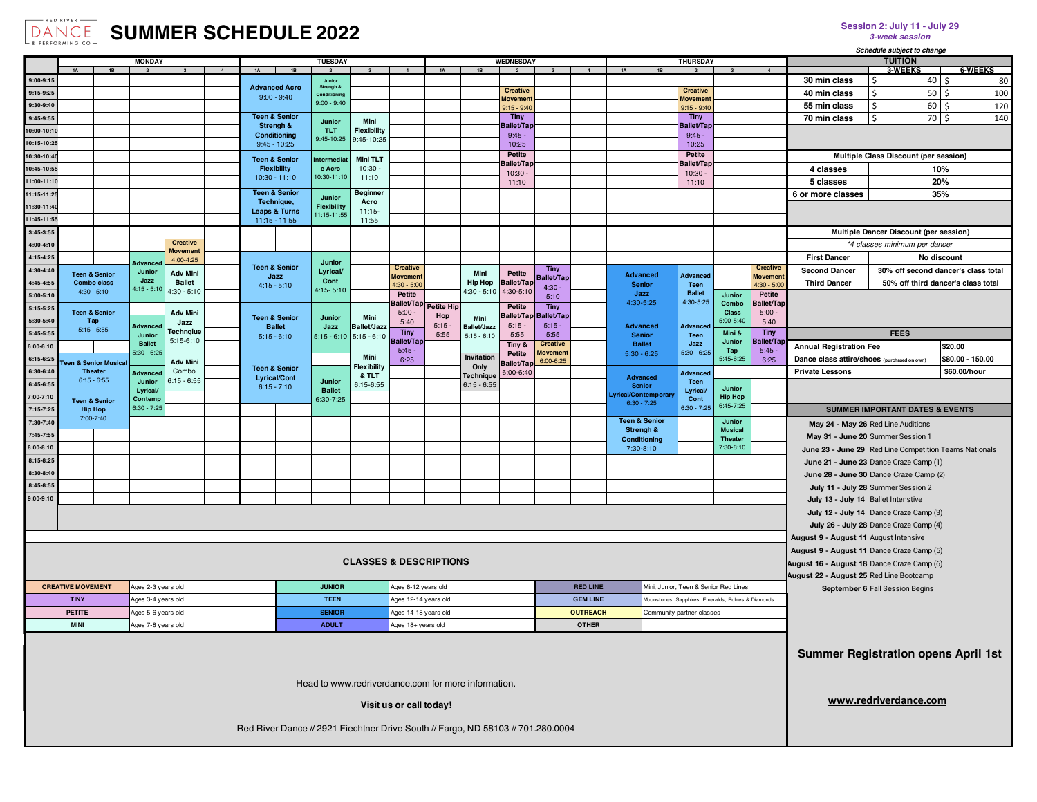# SUMMER SCHEDULE 2022

RED RIVER DANCE & PERFORMING CO

**Session 2: July 11 - July 29**
*3-week session*

*Schedule subject to change*

## MONDAY

| Time | Class |
|---|---|
| 4:00-4:25 | Creative Movement 4:00-4:25 |
| 4:15-5:10 | Advanced Junior Jazz 4:15 - 5:10 |
| 4:30-5:10 | Teen & Senior Combo class 4:30 - 5:10 |
| 4:30-5:10 | Adv Mini Ballet 4:30 - 5:10 |
| 5:15-5:55 | Teen & Senior Tap 5:15 - 5:55 |
| 5:15-6:10 | Adv Mini Jazz Technqiue 5:15-6:10 |
| 5:30-6:25 | Advanced Junior Ballet 5:30 - 6:25 |
| 6:15-6:55 | Teen & Senior Musical Theater 6:15 - 6:55 |
| 6:15-6:55 | Adv Mini Combo 6:15 - 6:55 |
| 6:30-7:25 | Advanced Junior Lyrical/ Contemp 6:30 - 7:25 |
| 7:00-7:40 | Teen & Senior Hip Hop 7:00-7:40 |

## TUESDAY

| Time | Class |
|---|---|
| 9:00-9:40 | Advanced Acro 9:00 - 9:40 |
| 9:00-9:40 | Junior Strength & Conditioning 9:00 - 9:40 |
| 9:45-10:25 | Teen & Senior Strength & Conditioning 9:45 - 10:25 |
| 9:45-10:25 | Junior TLT 9:45-10:25 |
| 9:45-10:25 | Mini Flexibility 9:45-10:25 |
| 10:30-11:10 | Teen & Senior Flexibility 10:30 - 11:10 |
| 10:30-11:10 | Intermediate Acro 10:30-11:10 |
| 10:30-11:10 | Mini TLT 10:30 - 11:10 |
| 11:15-11:55 | Teen & Senior Technique, Leaps & Turns 11:15 - 11:55 |
| 11:15-11:55 | Junior Flexibility 11:15-11:55 |
| 11:15-11:55 | Beginner Acro 11:15- 11:55 |
| 4:15-5:10 | Teen & Senior Jazz 4:15 - 5:10 |
| 4:15-5:10 | Junior Lyrical/ Cont 4:15- 5:10 |
| 4:30-5:00 | Creative Movement 4:30 - 5:00 |
| 5:00-5:40 | Petite Ballet/Tap 5:00 - 5:40 |
| 5:15-5:55 | Petite Hip Hop 5:15 - 5:55 |
| 5:15-6:10 | Teen & Senior Ballet 5:15 - 6:10 |
| 5:15-6:10 | Junior Jazz 5:15 - 6:10 |
| 5:15-6:10 | Mini Ballet/Jazz 5:15 - 6:10 |
| 5:45-6:25 | Tiny Ballet/Tap 5:45 - 6:25 |
| 6:15-6:55 | Mini Flexibility & TLT 6:15-6:55 |
| 6:15-7:10 | Teen & Senior Lyrical/Cont 6:15 - 7:10 |
| 6:30-7:25 | Junior Ballet 6:30-7:25 |

## WEDNESDAY

| Time | Class |
|---|---|
| 9:15-9:40 | Creative Movement 9:15 - 9:40 |
| 9:45-10:25 | Tiny Ballet/Tap 9:45 - 10:25 |
| 10:30-11:10 | Petite Ballet/Tap 10:30 - 11:10 |
| 4:30-5:10 | Mini Hip Hop 4:30 - 5:10 |
| 4:30-5:10 | Petite Ballet/Tap 4:30-5:10 |
| 4:30-5:10 | Tiny Ballet/Tap 4:30 - 5:10 |
| 5:15-6:10 | Mini Ballet/Jazz 5:15 - 6:10 |
| 5:15-5:55 | Petite Ballet/Tap 5:15 - 5:55 |
| 5:15-5:55 | Tiny Ballet/Tap 5:15 - 5:55 |
| 6:00-6:40 | Tiny & Petite Ballet/Tap 6:00-6:40 |
| 6:00-6:25 | Creative Movement 6:00-6:25 |
| 6:15-6:55 | Invitation Only Technique 6:15 - 6:55 |

## THURSDAY

| Time | Class |
|---|---|
| 9:15-9:40 | Creative Movement 9:15 - 9:40 |
| 9:45-10:25 | Tiny Ballet/Tap 9:45 - 10:25 |
| 10:30-11:10 | Petite Ballet/Tap 10:30 - 11:10 |
| 4:30-5:25 | Advanced Senior Jazz 4:30-5:25 |
| 4:30-5:25 | Advanced Teen Ballet 4:30-5:25 |
| 4:30-5:00 | Creative Movement 4:30 - 5:00 |
| 5:00-5:40 | Junior Combo Class 5:00-5:40 |
| 5:00-5:40 | Petite Ballet/Tap 5:00 - 5:40 |
| 5:30-6:25 | Advanced Senior Ballet 5:30 - 6:25 |
| 5:30-6:25 | Advanced Teen Jazz 5:30 - 6:25 |
| 5:45-6:25 | Mini & Junior Tap 5:45-6:25 |
| 5:45-6:25 | Tiny Ballet/Tap 5:45 - 6:25 |
| 6:30-7:25 | Advanced Senior Lyrical/Contemporary 6:30 - 7:25 |
| 6:30-7:25 | Advanced Teen Lyrical/ Cont 6:30 - 7:25 |
| 6:45-7:25 | Junior Hip Hop 6:45-7:25 |
| 7:30-8:10 | Teen & Senior Strength & Conditioning 7:30-8:10 |
| 7:30-8:10 | Junior Musical Theater 7:30-8:10 |

## TUITION

| | 3-WEEKS | 6-WEEKS |
|---|---|---|
| 30 min class | $ 40 | $ 80 |
| 40 min class | $ 50 | $ 100 |
| 55 min class | $ 60 | $ 120 |
| 70 min class | $ 70 | $ 140 |

**Multiple Class Discount (per session)**

| | |
|---|---|
| 4 classes | 10% |
| 5 classes | 20% |
| 6 or more classes | 35% |

**Multiple Dancer Discount (per session)**

*\*4 classes minimum per dancer*

| | |
|---|---|
| First Dancer | No discount |
| Second Dancer | 30% off second dancer's class total |
| Third Dancer | 50% off third dancer's class total |

## FEES

| | |
|---|---|
| Annual Registration Fee | $20.00 |
| Dance class attire/shoes (purchased on own) | $80.00 - 150.00 |
| Private Lessons | $60.00/hour |

## SUMMER IMPORTANT DATES & EVENTS

- **May 24 - May 26** Red Line Auditions
- **May 31 - June 20** Summer Session 1
- **June 23 - June 29** Red Line Competition Teams Nationals
- **June 21 - June 23** Dance Craze Camp (1)
- **June 28 - June 30** Dance Craze Camp (2)
- **July 11 - July 28** Summer Session 2
- **July 13 - July 14** Ballet Intensive
- **July 12 - July 14** Dance Craze Camp (3)
- **July 26 - July 28** Dance Craze Camp (4)
- **August 9 - August 11** August Intensive
- **August 9 - August 11** Dance Craze Camp (5)
- **August 16 - August 18** Dance Craze Camp (6)
- **August 22 - August 25** Red Line Bootcamp
- **September 6** Fall Session Begins

## CLASSES & DESCRIPTIONS

| | | | | | |
|---|---|---|---|---|---|
| CREATIVE MOVEMENT | Ages 2-3 years old | JUNIOR | Ages 8-12 years old | RED LINE | Mini, Junior, Teen & Senior Red Lines |
| TINY | Ages 3-4 years old | TEEN | Ages 12-14 years old | GEM LINE | Moonstones, Sapphires, Emeralds, Rubies & Diamonds |
| PETITE | Ages 5-6 years old | SENIOR | Ages 14-18 years old | OUTREACH | Community partner classes |
| MINI | Ages 7-8 years old | ADULT | Ages 18+ years old | OTHER | |

Head to www.redriverdance.com for more information.

**Visit us or call today!**

Red River Dance // 2921 Fiechtner Drive South // Fargo, ND 58103 // 701.280.0004

**Summer Registration opens April 1st**

**www.redriverdance.com**